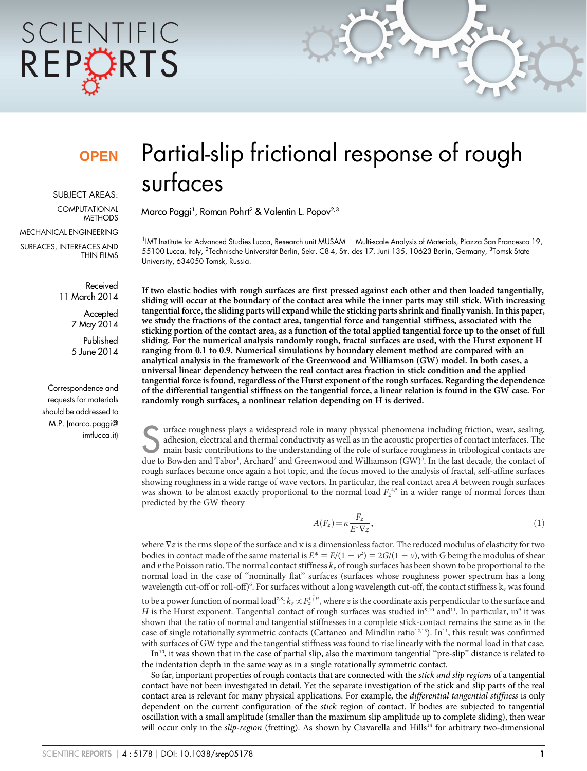OPEN

SUBJECT AREAS:

COMPUTATIONAL METHODS

MECHANICAL ENGINEERING

SURFACES, INTERFACES AND THIN FILMS

Received 11 March 2014

Accepted 7 May 2014

Published 5 June 2014

Correspondence and requests for materials should be addressed to M.P. (marco.paggi@imtlucca.it)

# Partial-slip frictional response of rough surfaces

Marco Paggi[1], Roman Pohrt[2] & Valentin L. Popov[2,3]

[1]IMT Institute for Advanced Studies Lucca, Research unit MUSAM – Multi-scale Analysis of Materials, Piazza San Francesco 19, 55100 Lucca, Italy, [2]Technische Universität Berlin, Sekr. C8-4, Str. des 17. Juni 135, 10623 Berlin, Germany, [3]Tomsk State University, 634050 Tomsk, Russia.

**If two elastic bodies with rough surfaces are first pressed against each other and then loaded tangentially, sliding will occur at the boundary of the contact area while the inner parts may still stick. With increasing tangential force, the sliding parts will expand while the sticking parts shrink and finally vanish. In this paper, we study the fractions of the contact area, tangential force and tangential stiffness, associated with the sticking portion of the contact area, as a function of the total applied tangential force up to the onset of full sliding. For the numerical analysis randomly rough, fractal surfaces are used, with the Hurst exponent H ranging from 0.1 to 0.9. Numerical simulations by boundary element method are compared with an analytical analysis in the framework of the Greenwood and Williamson (GW) model. In both cases, a universal linear dependency between the real contact area fraction in stick condition and the applied tangential force is found, regardless of the Hurst exponent of the rough surfaces. Regarding the dependence of the differential tangential stiffness on the tangential force, a linear relation is found in the GW case. For randomly rough surfaces, a nonlinear relation depending on H is derived.**

Surface roughness plays a widespread role in many physical phenomena including friction, wear, sealing, adhesion, electrical and thermal conductivity as well as in the acoustic properties of contact interfaces. The main basic contributions to the understanding of the role of surface roughness in tribological contacts are due to Bowden and Tabor[1], Archard[2] and Greenwood and Williamson (GW)[3]. In the last decade, the contact of rough surfaces became once again a hot topic, and the focus moved to the analysis of fractal, self-affine surfaces showing roughness in a wide range of wave vectors. In particular, the real contact area $A$ between rough surfaces was shown to be almost exactly proportional to the normal load $F_z$[4,5] in a wider range of normal forces than predicted by the GW theory

$$A(F_z) = \kappa \frac{F_z}{E^* \nabla z}, \tag{1}$$

where $\nabla z$ is the rms slope of the surface and $\kappa$ is a dimensionless factor. The reduced modulus of elasticity for two bodies in contact made of the same material is $E^* = E/(1-\nu^2) = 2G/(1-\nu)$, with G being the modulus of shear and $\nu$ the Poisson ratio. The normal contact stiffness $k_z$ of rough surfaces has been shown to be proportional to the normal load in the case of "nominally flat" surfaces (surfaces whose roughness power spectrum has a long wavelength cut-off or roll-off)[6]. For surfaces without a long wavelength cut-off, the contact stiffness $k_z$ was found to be a power function of normal load[7,8]: $k_z \propto F_z^{\frac{1}{1+H}}$, where $z$ is the coordinate axis perpendicular to the surface and $H$ is the Hurst exponent. Tangential contact of rough surfaces was studied in[9,10] and[11]. In particular, in[9] it was shown that the ratio of normal and tangential stiffnesses in a complete stick-contact remains the same as in the case of single rotationally symmetric contacts (Cattaneo and Mindlin ratio[12,13]). In[11], this result was confirmed with surfaces of GW type and the tangential stiffness was found to rise linearly with the normal load in that case.

In[10], it was shown that in the case of partial slip, also the maximum tangential "pre-slip" distance is related to the indentation depth in the same way as in a single rotationally symmetric contact.

So far, important properties of rough contacts that are connected with the *stick and slip regions* of a tangential contact have not been investigated in detail. Yet the separate investigation of the stick and slip parts of the real contact area is relevant for many physical applications. For example, the *differential tangential stiffness* is only dependent on the current configuration of the *stick* region of contact. If bodies are subjected to tangential oscillation with a small amplitude (smaller than the maximum slip amplitude up to complete sliding), then wear will occur only in the *slip-region* (fretting). As shown by Ciavarella and Hills[14] for arbitrary two-dimensional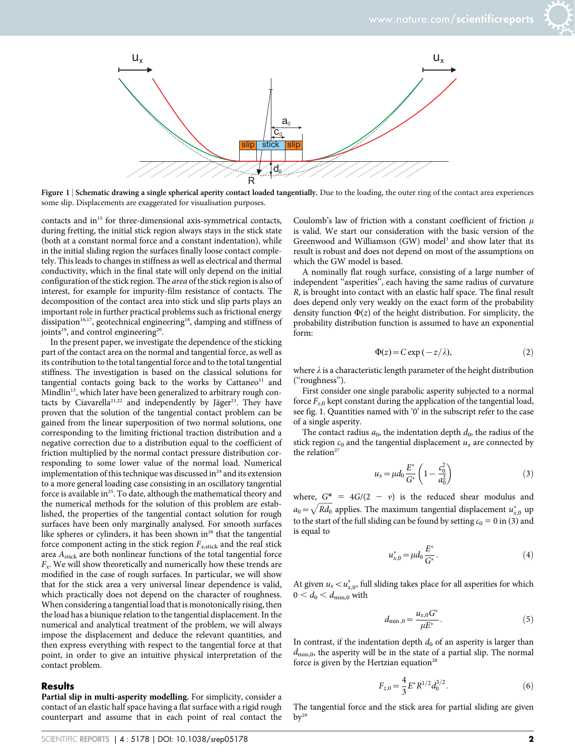Figure 1 | Schematic drawing a single spherical aperity contact loaded tangentially. Due to the loading, the outer ring of the contact area experiences some slip. Displacements are exaggerated for visualisation purposes.

contacts and in[15] for three-dimensional axis-symmetrical contacts, during fretting, the initial stick region always stays in the stick state (both at a constant normal force and a constant indentation), while in the initial sliding region the surfaces finally loose contact completely. This leads to changes in stiffness as well as electrical and thermal conductivity, which in the final state will only depend on the initial configuration of the stick region. The *area* of the stick region is also of interest, for example for impurity-film resistance of contacts. The decomposition of the contact area into stick und slip parts plays an important role in further practical problems such as frictional energy dissipation[16,17], geotechnical engineering[18], damping and stiffness of joints[19], and control engineering[20].

In the present paper, we investigate the dependence of the sticking part of the contact area on the normal and tangential force, as well as its contribution to the total tangential force and to the total tangential stiffness. The investigation is based on the classical solutions for tangential contacts by Cattaneo[11] and Mindlin[13], which later have been generalized to arbitrary rough contacts by Ciavarella[21,22] and independently by Jäger[23]. They have proven that the solution of the tangential contact problem can be gained from the linear superposition of two normal solutions, one corresponding to the limiting frictional traction distribution and a negative correction due to a distribution equal to the coefficient of friction multiplied by the normal contact pressure distribution corresponding to some lower value of the normal load. Numerical implementation of this technique was discussed in[24] and its extension to a more general loading case consisting in an oscillatory tangential force is available in[25]. To date, although the mathematical theory and the numerical methods for the solution of this problem are established, the properties of the tangential contact solution for rough surfaces have been only marginally analysed. For smooth surfaces like spheres or cylinders, it has been shown in[26] that the tangential force component acting in the stick region $F_{x,\mathrm{stick}}$ and the real stick area $A_{\mathrm{stick}}$ are both nonlinear functions of the total tangential force $F_x$. We will show theoretically and numerically how these trends are modified in the case of rough surfaces. In particular, we will show that for the stick area a very universal linear dependence is valid, which practically does not depend on the character of roughness. When considering a tangential load that is monotonically rising, then the load has a biunique relation to the tangential displacement. In the numerical and analytical treatment of the problem, we will always impose the displacement and deduce the relevant quantities, and then express everything with respect to the tangential force at that point, in order to give an intuitive physical interpretation of the contact problem.

## Results

**Partial slip in multi-asperity modelling.** For simplicity, consider a contact of an elastic half space having a flat surface with a rigid rough counterpart and assume that in each point of real contact the Coulomb's law of friction with a constant coefficient of friction $\mu$ is valid. We start our consideration with the basic version of the Greenwood and Williamson (GW) model[3] and show later that its result is robust and does not depend on most of the assumptions on which the GW model is based.

A nominally flat rough surface, consisting of a large number of independent "asperities", each having the same radius of curvature $R$, is brought into contact with an elastic half space. The final result does depend only very weakly on the exact form of the probability density function $\Phi(z)$ of the height distribution. For simplicity, the probability distribution function is assumed to have an exponential form:

$$\Phi(z) = C\exp(-z/\lambda), \tag{2}$$

where $\lambda$ is a characteristic length parameter of the height distribution ("roughness").

First consider one single parabolic asperity subjected to a normal force $F_{z,0}$ kept constant during the application of the tangential load, see fig. 1. Quantities named with '0' in the subscript refer to the case of a single asperity.

The contact radius $a_0$, the indentation depth $d_0$, the radius of the stick region $c_0$ and the tangential displacement $u_x$ are connected by the relation[27]

$$u_x = \mu d_0 \frac{E^*}{G^*}\left(1 - \frac{c_0^2}{a_0^2}\right) \tag{3}$$

where, $G^* = 4G/(2 - \nu)$ is the reduced shear modulus and $a_0 = \sqrt{Rd_0}$ applies. The maximum tangential displacement $u^*_{x,0}$ up to the start of the full sliding can be found by setting $c_0 = 0$ in (3) and is equal to

$$u^*_{x,0} = \mu d_0 \frac{E^*}{G^*}. \tag{4}$$

At given $u_x < u^*_{x,0}$, full sliding takes place for all asperities for which $0 < d_0 < d_{\min,0}$ with

$$d_{\min,0} = \frac{u_{x,0} G^*}{\mu E^*}. \tag{5}$$

In contrast, if the indentation depth $d_0$ of an asperity is larger than $d_{\min,0}$, the asperity will be in the state of a partial slip. The normal force is given by the Hertzian equation[28]

$$F_{z,0} = \frac{4}{3} E^* R^{1/2} d_0^{3/2}. \tag{6}$$

The tangential force and the stick area for partial sliding are given by[29]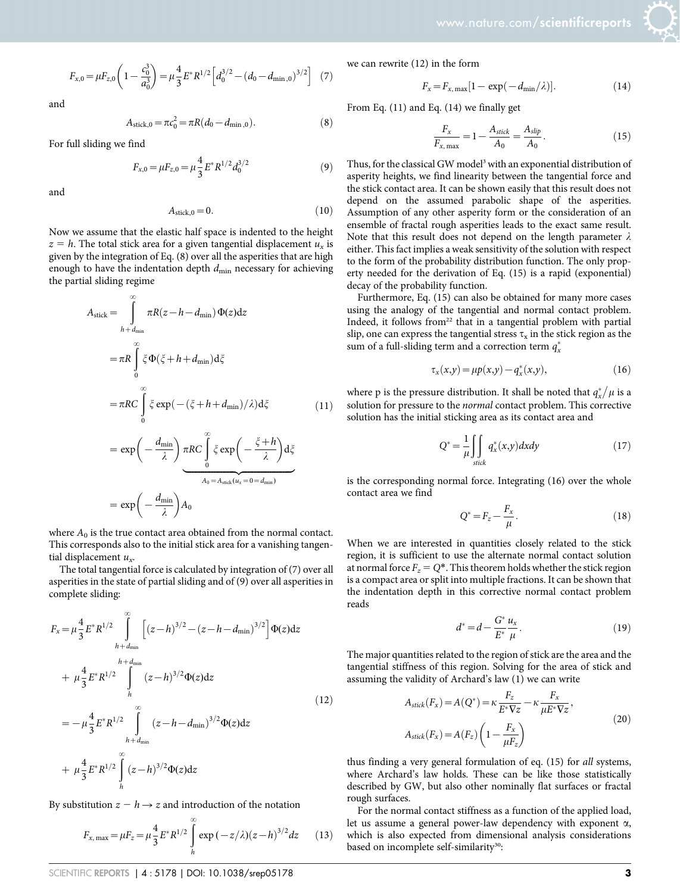$$F_{x,0}=\mu F_{z,0}\left(1-\frac{c_0^3}{a_0^3}\right)=\mu\frac{4}{3}E^*R^{1/2}\left[d_0^{3/2}-(d_0-d_{\min,0})^{3/2}\right] \quad (7)$$

and

$$A_{\text{stick},0}=\pi c_0^2=\pi R(d_0-d_{\min,0}). \quad (8)$$

For full sliding we find

$$F_{x,0}=\mu F_{z,0}=\mu\frac{4}{3}E^*R^{1/2}d_0^{3/2} \quad (9)$$

and

$$A_{\text{stick},0}=0. \quad (10)$$

Now we assume that the elastic half space is indented to the height $z = h$. The total stick area for a given tangential displacement $u_x$ is given by the integration of Eq. (8) over all the asperities that are high enough to have the indentation depth $d_{\min}$ necessary for achieving the partial sliding regime

$$\begin{aligned}
A_{\text{stick}} &= \int_{h+d_{\min}}^{\infty}\pi R(z-h-d_{\min})\,\Phi(z)\mathrm{d}z\\
&=\pi R\int_0^{\infty}\xi\,\Phi(\xi+h+d_{\min})\mathrm{d}\xi\\
&=\pi RC\int_0^{\infty}\xi\exp(-(\xi+h+d_{\min})/\lambda)\mathrm{d}\xi\\
&=\exp\left(-\frac{d_{\min}}{\lambda}\right)\underbrace{\pi RC\int_0^{\infty}\xi\exp\left(-\frac{\xi+h}{\lambda}\right)\mathrm{d}\xi}_{A_0=A_{\text{stick}}(u_x=0=d_{\min})}\\
&=\exp\left(-\frac{d_{\min}}{\lambda}\right)A_0
\end{aligned} \quad (11)$$

where $A_0$ is the true contact area obtained from the normal contact. This corresponds also to the initial stick area for a vanishing tangential displacement $u_x$.

The total tangential force is calculated by integration of (7) over all asperities in the state of partial sliding and of (9) over all asperities in complete sliding:

$$\begin{aligned}
F_x &= \mu\frac{4}{3}E^*R^{1/2}\int_{h+d_{\min}}^{\infty}\left[(z-h)^{3/2}-(z-h-d_{\min})^{3/2}\right]\Phi(z)\mathrm{d}z\\
&+\mu\frac{4}{3}E^*R^{1/2}\int_{h}^{h+d_{\min}}(z-h)^{3/2}\Phi(z)\mathrm{d}z\\
&=-\mu\frac{4}{3}E^*R^{1/2}\int_{h+d_{\min}}^{\infty}(z-h-d_{\min})^{3/2}\Phi(z)\mathrm{d}z\\
&+\mu\frac{4}{3}E^*R^{1/2}\int_{h}^{\infty}(z-h)^{3/2}\Phi(z)\mathrm{d}z
\end{aligned} \quad (12)$$

By substitution $z - h \to z$ and introduction of the notation

$$F_{x,\max}=\mu F_z=\mu\frac{4}{3}E^*R^{1/2}\int_h^{\infty}\exp(-z/\lambda)(z-h)^{3/2}dz \quad (13)$$

we can rewrite (12) in the form

$$F_x=F_{x,\max}[1-\exp(-d_{\min}/\lambda)]. \quad (14)$$

From Eq. (11) and Eq. (14) we finally get

$$\frac{F_x}{F_{x,\max}}=1-\frac{A_{stick}}{A_0}=\frac{A_{slip}}{A_0}. \quad (15)$$

Thus, for the classical GW model[3] with an exponential distribution of asperity heights, we find linearity between the tangential force and the stick contact area. It can be shown easily that this result does not depend on the assumed parabolic shape of the asperities. Assumption of any other asperity form or the consideration of an ensemble of fractal rough asperities leads to the exact same result. Note that this result does not depend on the length parameter $\lambda$ either. This fact implies a weak sensitivity of the solution with respect to the form of the probability distribution function. The only property needed for the derivation of Eq. (15) is a rapid (exponential) decay of the probability function.

Furthermore, Eq. (15) can also be obtained for many more cases using the analogy of the tangential and normal contact problem. Indeed, it follows from[22] that in a tangential problem with partial slip, one can express the tangential stress $\tau_x$ in the stick region as the sum of a full-sliding term and a correction term $q_x^*$

$$\tau_x(x,y)=\mu p(x,y)-q_x^*(x,y), \quad (16)$$

where p is the pressure distribution. It shall be noted that $q_x^*/\mu$ is a solution for pressure to the *normal* contact problem. This corrective solution has the initial sticking area as its contact area and

$$Q^*=\frac{1}{\mu}\iint_{stick}q_x^*(x,y)dxdy \quad (17)$$

is the corresponding normal force. Integrating (16) over the whole contact area we find

$$Q^*=F_z-\frac{F_x}{\mu}. \quad (18)$$

When we are interested in quantities closely related to the stick region, it is sufficient to use the alternate normal contact solution at normal force $F_z = Q^*$. This theorem holds whether the stick region is a compact area or split into multiple fractions. It can be shown that the indentation depth in this corrective normal contact problem reads

$$d^*=d-\frac{G^*}{E^*}\frac{u_x}{\mu}. \quad (19)$$

The major quantities related to the region of stick are the area and the tangential stiffness of this region. Solving for the area of stick and assuming the validity of Archard's law (1) we can write

$$\begin{aligned}
A_{stick}(F_x)&=A(Q^*)=\kappa\frac{F_z}{E^*\nabla z}-\kappa\frac{F_x}{\mu E^*\nabla z},\\
A_{stick}(F_x)&=A(F_z)\left(1-\frac{F_x}{\mu F_z}\right)
\end{aligned} \quad (20)$$

thus finding a very general formulation of eq. (15) for *all* systems, where Archard's law holds. These can be like those statistically described by GW, but also other nominally flat surfaces or fractal rough surfaces.

For the normal contact stiffness as a function of the applied load, let us assume a general power-law dependency with exponent $\alpha$, which is also expected from dimensional analysis considerations based on incomplete self-similarity[30]: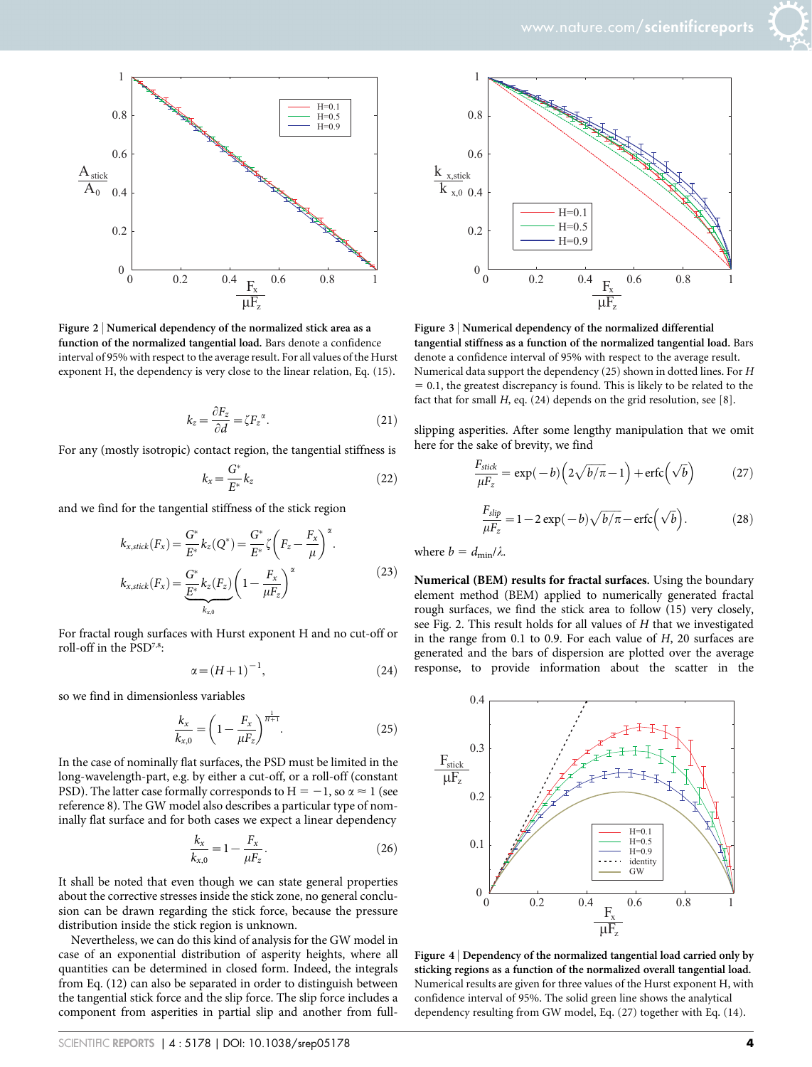1

0.8

0.6

$\frac{A_{stick}}{A_0}$ 0.4

0.2

0

0 0.2 0.4 0.6 0.8 1

$\frac{F_x}{\mu F_z}$

H=0.1
H=0.5
H=0.9

**Figure 2 | Numerical dependency of the normalized stick area as a function of the normalized tangential load.** Bars denote a confidence interval of 95% with respect to the average result. For all values of the Hurst exponent H, the dependency is very close to the linear relation, Eq. (15).

1

0.8

0.6

$\frac{k_{x,stick}}{k_{x,0}}$ 0.4

0.2

0

0 0.2 0.4 0.6 0.8 1

$\frac{F_x}{\mu F_z}$

H=0.1
H=0.5
H=0.9

**Figure 3 | Numerical dependency of the normalized differential tangential stiffness as a function of the normalized tangential load.** Bars denote a confidence interval of 95% with respect to the average result. Numerical data support the dependency (25) shown in dotted lines. For $H = 0.1$, the greatest discrepancy is found. This is likely to be related to the fact that for small $H$, eq. (24) depends on the grid resolution, see [8].

$$k_z = \frac{\partial F_z}{\partial d} = \zeta F_z^{\alpha}. \tag{21}$$

For any (mostly isotropic) contact region, the tangential stiffness is

$$k_x = \frac{G^*}{E^*} k_z \tag{22}$$

and we find for the tangential stiffness of the stick region

$$\begin{aligned} k_{x,stick}(F_x) &= \frac{G^*}{E^*} k_z(Q^*) = \frac{G^*}{E^*} \zeta \left( F_z - \frac{F_x}{\mu} \right)^{\alpha}. \\ k_{x,stick}(F_x) &= \underbrace{\frac{G^*}{E^*} k_z(F_z)}_{k_{x,0}} \left( 1 - \frac{F_x}{\mu F_z} \right)^{\alpha} \end{aligned} \tag{23}$$

For fractal rough surfaces with Hurst exponent H and no cut-off or roll-off in the PSD[7,8]:

$$\alpha = (H+1)^{-1}, \tag{24}$$

so we find in dimensionless variables

$$\frac{k_x}{k_{x,0}} = \left( 1 - \frac{F_x}{\mu F_z} \right)^{\frac{1}{H+1}}. \tag{25}$$

In the case of nominally flat surfaces, the PSD must be limited in the long-wavelength-part, e.g. by either a cut-off, or a roll-off (constant PSD). The latter case formally corresponds to $H = -1$, so $\alpha \approx 1$ (see reference 8). The GW model also describes a particular type of nominally flat surface and for both cases we expect a linear dependency

$$\frac{k_x}{k_{x,0}} = 1 - \frac{F_x}{\mu F_z}. \tag{26}$$

It shall be noted that even though we can state general properties about the corrective stresses inside the stick zone, no general conclusion can be drawn regarding the stick force, because the pressure distribution inside the stick region is unknown.

Nevertheless, we can do this kind of analysis for the GW model in case of an exponential distribution of asperity heights, where all quantities can be determined in closed form. Indeed, the integrals from Eq. (12) can also be separated in order to distinguish between the tangential stick force and the slip force. The slip force includes a component from asperities in partial slip and another from full-slipping asperities. After some lengthy manipulation that we omit here for the sake of brevity, we find

$$\frac{F_{stick}}{\mu F_z} = \exp(-b)\left( 2\sqrt{b/\pi} - 1 \right) + \operatorname{erfc}\left( \sqrt{b} \right) \tag{27}$$

$$\frac{F_{slip}}{\mu F_z} = 1 - 2\exp(-b)\sqrt{b/\pi} - \operatorname{erfc}\left( \sqrt{b} \right). \tag{28}$$

where $b = d_{min}/\lambda$.

**Numerical (BEM) results for fractal surfaces.** Using the boundary element method (BEM) applied to numerically generated fractal rough surfaces, we find the stick area to follow (15) very closely, see Fig. 2. This result holds for all values of $H$ that we investigated in the range from 0.1 to 0.9. For each value of $H$, 20 surfaces are generated and the bars of dispersion are plotted over the average response, to provide information about the scatter in the

0.4

0.3

$\frac{F_{stick}}{\mu F_z}$

0.2

0.1

0

0 0.2 0.4 0.6 0.8 1

$\frac{F_x}{\mu F_z}$

H=0.1
H=0.5
H=0.9
identity
GW

**Figure 4 | Dependency of the normalized tangential load carried only by sticking regions as a function of the normalized overall tangential load.** Numerical results are given for three values of the Hurst exponent H, with confidence interval of 95%. The solid green line shows the analytical dependency resulting from GW model, Eq. (27) together with Eq. (14).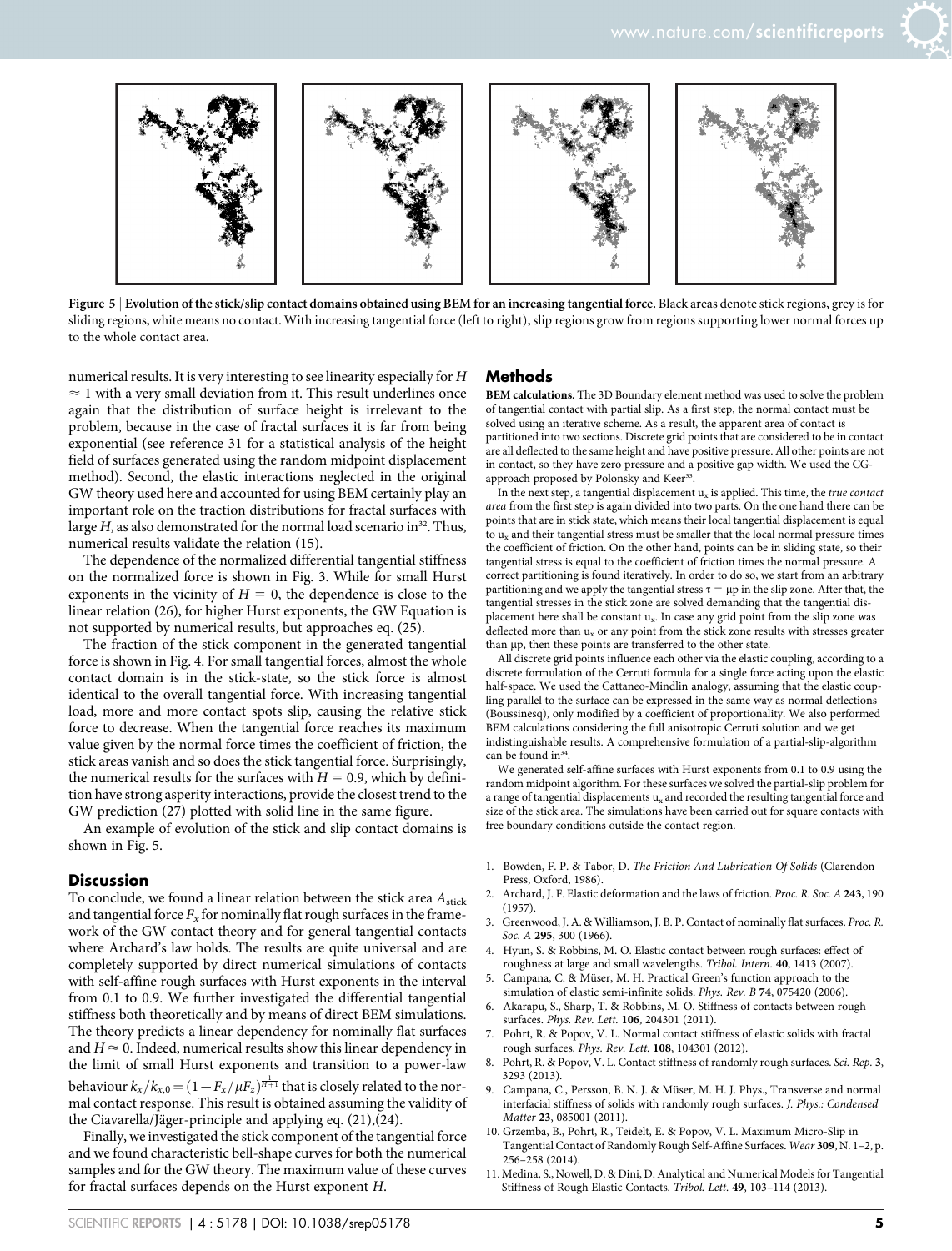Figure 5 | Evolution of the stick/slip contact domains obtained using BEM for an increasing tangential force. Black areas denote stick regions, grey is for sliding regions, white means no contact. With increasing tangential force (left to right), slip regions grow from regions supporting lower normal forces up to the whole contact area.

numerical results. It is very interesting to see linearity especially for $H \approx 1$ with a very small deviation from it. This result underlines once again that the distribution of surface height is irrelevant to the problem, because in the case of fractal surfaces it is far from being exponential (see reference 31 for a statistical analysis of the height field of surfaces generated using the random midpoint displacement method). Second, the elastic interactions neglected in the original GW theory used here and accounted for using BEM certainly play an important role on the traction distributions for fractal surfaces with large $H$, as also demonstrated for the normal load scenario in[32]. Thus, numerical results validate the relation (15).

The dependence of the normalized differential tangential stiffness on the normalized force is shown in Fig. 3. While for small Hurst exponents in the vicinity of $H = 0$, the dependence is close to the linear relation (26), for higher Hurst exponents, the GW Equation is not supported by numerical results, but approaches eq. (25).

The fraction of the stick component in the generated tangential force is shown in Fig. 4. For small tangential forces, almost the whole contact domain is in the stick-state, so the stick force is almost identical to the overall tangential force. With increasing tangential load, more and more contact spots slip, causing the relative stick force to decrease. When the tangential force reaches its maximum value given by the normal force times the coefficient of friction, the stick areas vanish and so does the stick tangential force. Surprisingly, the numerical results for the surfaces with $H = 0.9$, which by definition have strong asperity interactions, provide the closest trend to the GW prediction (27) plotted with solid line in the same figure.

An example of evolution of the stick and slip contact domains is shown in Fig. 5.

## Discussion

To conclude, we found a linear relation between the stick area $A_{\text{stick}}$ and tangential force $F_x$ for nominally flat rough surfaces in the framework of the GW contact theory and for general tangential contacts where Archard's law holds. The results are quite universal and are completely supported by direct numerical simulations of contacts with self-affine rough surfaces with Hurst exponents in the interval from 0.1 to 0.9. We further investigated the differential tangential stiffness both theoretically and by means of direct BEM simulations. The theory predicts a linear dependency for nominally flat surfaces and $H \approx 0$. Indeed, numerical results show this linear dependency in the limit of small Hurst exponents and transition to a power-law behaviour $k_x/k_{x,0} = (1 - F_x/\mu F_z)^{\frac{1}{H+1}}$ that is closely related to the normal contact response. This result is obtained assuming the validity of the Ciavarella/Jäger-principle and applying eq. (21),(24).

Finally, we investigated the stick component of the tangential force and we found characteristic bell-shape curves for both the numerical samples and for the GW theory. The maximum value of these curves for fractal surfaces depends on the Hurst exponent $H$.

## Methods

**BEM calculations.** The 3D Boundary element method was used to solve the problem of tangential contact with partial slip. As a first step, the normal contact must be solved using an iterative scheme. As a result, the apparent area of contact is partitioned into two sections. Discrete grid points that are considered to be in contact are all deflected to the same height and have positive pressure. All other points are not in contact, so they have zero pressure and a positive gap width. We used the CG-approach proposed by Polonsky and Keer[33].

In the next step, a tangential displacement $u_x$ is applied. This time, the *true contact area* from the first step is again divided into two parts. On the one hand there can be points that are in stick state, which means their local tangential displacement is equal to $u_x$ and their tangential stress must be smaller that the local normal pressure times the coefficient of friction. On the other hand, points can be in sliding state, so their tangential stress is equal to the coefficient of friction times the normal pressure. A correct partitioning is found iteratively. In order to do so, we start from an arbitrary partitioning and we apply the tangential stress $\tau = \mu p$ in the slip zone. After that, the tangential stresses in the stick zone are solved demanding that the tangential displacement here shall be constant $u_x$. In case any grid point from the slip zone was deflected more than $u_x$ or any point from the stick zone results with stresses greater than $\mu p$, then these points are transferred to the other state.

All discrete grid points influence each other via the elastic coupling, according to a discrete formulation of the Cerruti formula for a single force acting upon the elastic half-space. We used the Cattaneo-Mindlin analogy, assuming that the elastic coupling parallel to the surface can be expressed in the same way as normal deflections (Boussinesq), only modified by a coefficient of proportionality. We also performed BEM calculations considering the full anisotropic Cerruti solution and we get indistinguishable results. A comprehensive formulation of a partial-slip-algorithm can be found in[34].

We generated self-affine surfaces with Hurst exponents from 0.1 to 0.9 using the random midpoint algorithm. For these surfaces we solved the partial-slip problem for a range of tangential displacements $u_x$ and recorded the resulting tangential force and size of the stick area. The simulations have been carried out for square contacts with free boundary conditions outside the contact region.

1. Bowden, F. P. & Tabor, D. *The Friction And Lubrication Of Solids* (Clarendon Press, Oxford, 1986).
2. Archard, J. F. Elastic deformation and the laws of friction. *Proc. R. Soc. A* **243**, 190 (1957).
3. Greenwood, J. A. & Williamson, J. B. P. Contact of nominally flat surfaces. *Proc. R. Soc. A* **295**, 300 (1966).
4. Hyun, S. & Robbins, M. O. Elastic contact between rough surfaces: effect of roughness at large and small wavelengths. *Tribol. Intern.* **40**, 1413 (2007).
5. Campana, C. & Müser, M. H. Practical Green's function approach to the simulation of elastic semi-infinite solids. *Phys. Rev. B* **74**, 075420 (2006).
6. Akarapu, S., Sharp, T. & Robbins, M. O. Stiffness of contacts between rough surfaces. *Phys. Rev. Lett.* **106**, 204301 (2011).
7. Pohrt, R. & Popov, V. L. Normal contact stiffness of elastic solids with fractal rough surfaces. *Phys. Rev. Lett.* **108**, 104301 (2012).
8. Pohrt, R. & Popov, V. L. Contact stiffness of randomly rough surfaces. *Sci. Rep.* **3**, 3293 (2013).
9. Campana, C., Persson, B. N. J. & Müser, M. H. J. Phys., Transverse and normal interfacial stiffness of solids with randomly rough surfaces. *J. Phys.: Condensed Matter* **23**, 085001 (2011).
10. Grzemba, B., Pohrt, R., Teidelt, E. & Popov, V. L. Maximum Micro-Slip in Tangential Contact of Randomly Rough Self-Affine Surfaces. *Wear* **309**, N. 1–2, p. 256–258 (2014).
11. Medina, S., Nowell, D. & Dini, D. Analytical and Numerical Models for Tangential Stiffness of Rough Elastic Contacts. *Tribol. Lett.* **49**, 103–114 (2013).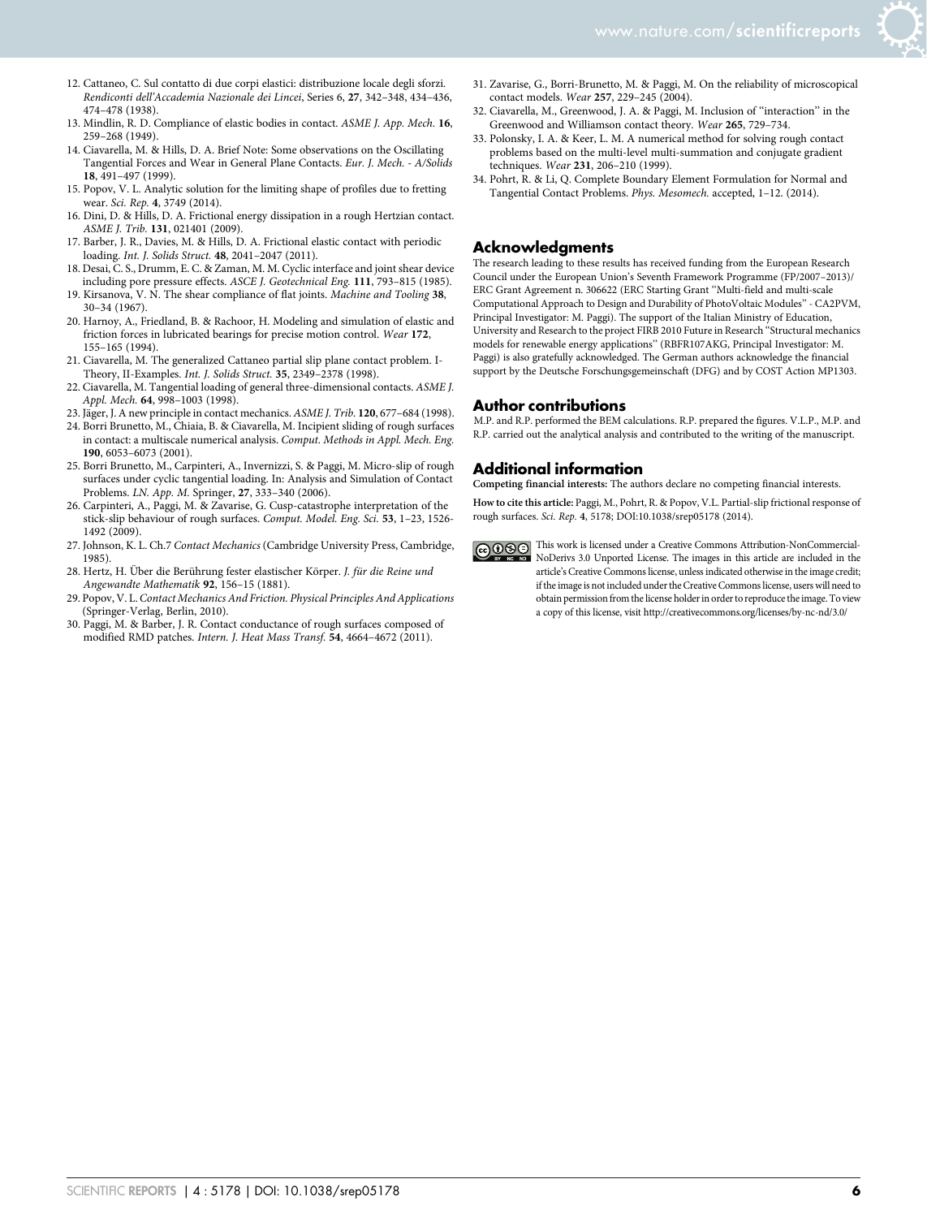12. Cattaneo, C. Sul contatto di due corpi elastici: distribuzione locale degli sforzi. *Rendiconti dell'Accademia Nazionale dei Lincei*, Series 6, **27**, 342–348, 434–436, 474–478 (1938).
13. Mindlin, R. D. Compliance of elastic bodies in contact. *ASME J. App. Mech.* **16**, 259–268 (1949).
14. Ciavarella, M. & Hills, D. A. Brief Note: Some observations on the Oscillating Tangential Forces and Wear in General Plane Contacts. *Eur. J. Mech. - A/Solids* **18**, 491–497 (1999).
15. Popov, V. L. Analytic solution for the limiting shape of profiles due to fretting wear. *Sci. Rep.* **4**, 3749 (2014).
16. Dini, D. & Hills, D. A. Frictional energy dissipation in a rough Hertzian contact. *ASME J. Trib.* **131**, 021401 (2009).
17. Barber, J. R., Davies, M. & Hills, D. A. Frictional elastic contact with periodic loading. *Int. J. Solids Struct.* **48**, 2041–2047 (2011).
18. Desai, C. S., Drumm, E. C. & Zaman, M. M. Cyclic interface and joint shear device including pore pressure effects. *ASCE J. Geotechnical Eng.* **111**, 793–815 (1985).
19. Kirsanova, V. N. The shear compliance of flat joints. *Machine and Tooling* **38**, 30–34 (1967).
20. Harnoy, A., Friedland, B. & Rachoor, H. Modeling and simulation of elastic and friction forces in lubricated bearings for precise motion control. *Wear* **172**, 155–165 (1994).
21. Ciavarella, M. The generalized Cattaneo partial slip plane contact problem. I-Theory, II-Examples. *Int. J. Solids Struct.* **35**, 2349–2378 (1998).
22. Ciavarella, M. Tangential loading of general three-dimensional contacts. *ASME J. Appl. Mech.* **64**, 998–1003 (1998).
23. Jäger, J. A new principle in contact mechanics. *ASME J. Trib.* **120**, 677–684 (1998).
24. Borri Brunetto, M., Chiaia, B. & Ciavarella, M. Incipient sliding of rough surfaces in contact: a multiscale numerical analysis. *Comput. Methods in Appl. Mech. Eng.* **190**, 6053–6073 (2001).
25. Borri Brunetto, M., Carpinteri, A., Invernizzi, S. & Paggi, M. Micro-slip of rough surfaces under cyclic tangential loading. In: Analysis and Simulation of Contact Problems. *LN. App. M.* Springer, **27**, 333–340 (2006).
26. Carpinteri, A., Paggi, M. & Zavarise, G. Cusp-catastrophe interpretation of the stick-slip behaviour of rough surfaces. *Comput. Model. Eng. Sci.* **53**, 1–23, 1526-1492 (2009).
27. Johnson, K. L. Ch.7 *Contact Mechanics* (Cambridge University Press, Cambridge, 1985).
28. Hertz, H. Über die Berührung fester elastischer Körper. *J. für die Reine und Angewandte Mathematik* **92**, 156–15 (1881).
29. Popov, V. L. *Contact Mechanics And Friction. Physical Principles And Applications* (Springer-Verlag, Berlin, 2010).
30. Paggi, M. & Barber, J. R. Contact conductance of rough surfaces composed of modified RMD patches. *Intern. J. Heat Mass Transf.* **54**, 4664–4672 (2011).
31. Zavarise, G., Borri-Brunetto, M. & Paggi, M. On the reliability of microscopical contact models. *Wear* **257**, 229–245 (2004).
32. Ciavarella, M., Greenwood, J. A. & Paggi, M. Inclusion of "interaction" in the Greenwood and Williamson contact theory. *Wear* **265**, 729–734.
33. Polonsky, I. A. & Keer, L. M. A numerical method for solving rough contact problems based on the multi-level multi-summation and conjugate gradient techniques. *Wear* **231**, 206–210 (1999).
34. Pohrt, R. & Li, Q. Complete Boundary Element Formulation for Normal and Tangential Contact Problems. *Phys. Mesomech.* accepted, 1–12. (2014).

## Acknowledgments

The research leading to these results has received funding from the European Research Council under the European Union's Seventh Framework Programme (FP/2007–2013)/ ERC Grant Agreement n. 306622 (ERC Starting Grant "Multi-field and multi-scale Computational Approach to Design and Durability of PhotoVoltaic Modules" - CA2PVM, Principal Investigator: M. Paggi). The support of the Italian Ministry of Education, University and Research to the project FIRB 2010 Future in Research "Structural mechanics models for renewable energy applications" (RBFR107AKG, Principal Investigator: M. Paggi) is also gratefully acknowledged. The German authors acknowledge the financial support by the Deutsche Forschungsgemeinschaft (DFG) and by COST Action MP1303.

## Author contributions

M.P. and R.P. performed the BEM calculations. R.P. prepared the figures. V.L.P., M.P. and R.P. carried out the analytical analysis and contributed to the writing of the manuscript.

## Additional information

**Competing financial interests:** The authors declare no competing financial interests.

**How to cite this article:** Paggi, M., Pohrt, R. & Popov, V.L. Partial-slip frictional response of rough surfaces. *Sci. Rep.* **4**, 5178; DOI:10.1038/srep05178 (2014).

This work is licensed under a Creative Commons Attribution-NonCommercial-NoDerivs 3.0 Unported License. The images in this article are included in the article's Creative Commons license, unless indicated otherwise in the image credit; if the image is not included under the Creative Commons license, users will need to obtain permission from the license holder in order to reproduce the image. To view a copy of this license, visit http://creativecommons.org/licenses/by-nc-nd/3.0/